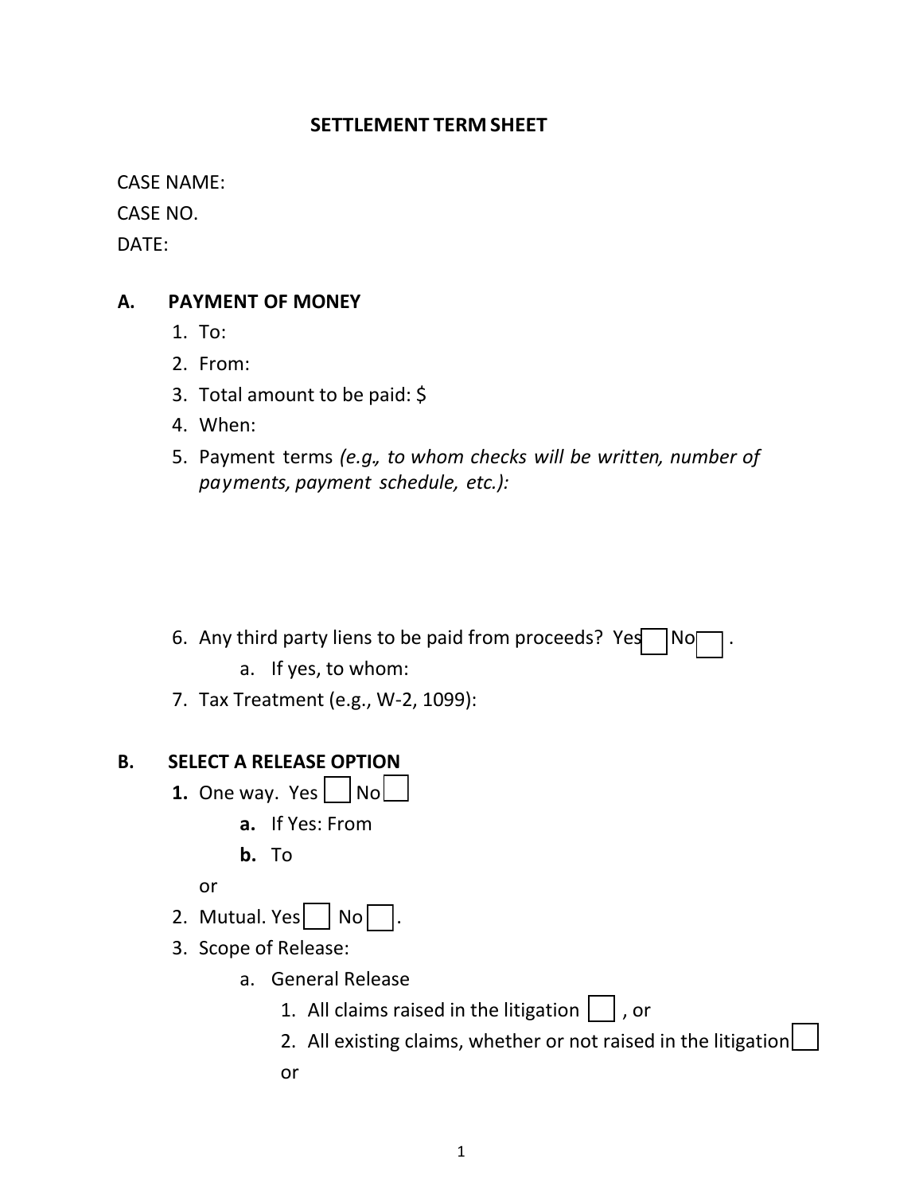# SETTLEMENT TERM SHEET

CASE NAME:

CASE NO.

DATE:

## A. PAYMENT OF MONEY

1. To:
2. From:
3. Total amount to be paid: $
4. When:
5. Payment terms *(e.g., to whom checks will be written, number of payments, payment schedule, etc.):*

6. Any third party liens to be paid from proceeds? Yes ☐ No ☐ .
   a. If yes, to whom:
7. Tax Treatment (e.g., W-2, 1099):

## B. SELECT A RELEASE OPTION

1. One way. Yes ☐ No ☐
   - **a.** If Yes: From
   - **b.** To

   or

2. Mutual. Yes ☐ No ☐.
3. Scope of Release:
   a. General Release
      1. All claims raised in the litigation ☐ , or
      2. All existing claims, whether or not raised in the litigation ☐

      or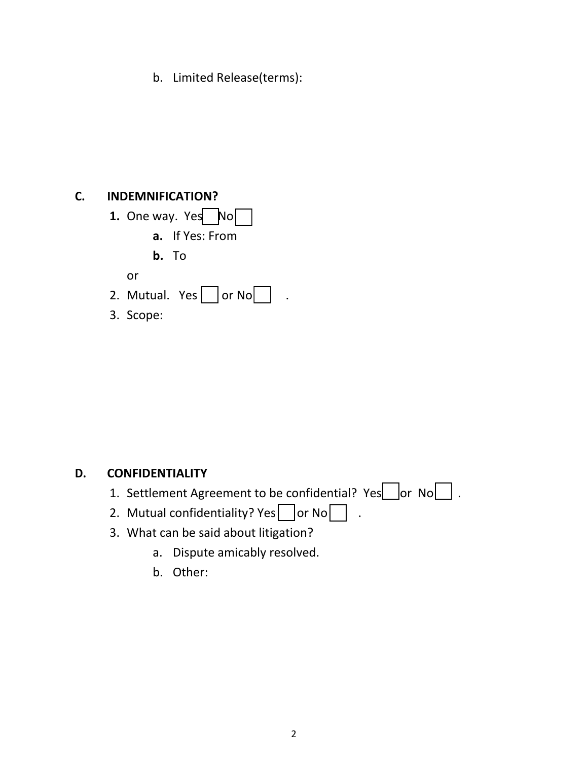b. Limited Release(terms):

## C. INDEMNIFICATION?

1. One way. Yes ☐ No ☐
   - **a.** If Yes: From
   - **b.** To

   or

2. Mutual. Yes ☐ or No ☐ .
3. Scope:

## D. CONFIDENTIALITY

1. Settlement Agreement to be confidential? Yes ☐ or No ☐ .
2. Mutual confidentiality? Yes ☐ or No ☐ .
3. What can be said about litigation?
   - a. Dispute amicably resolved.
   - b. Other: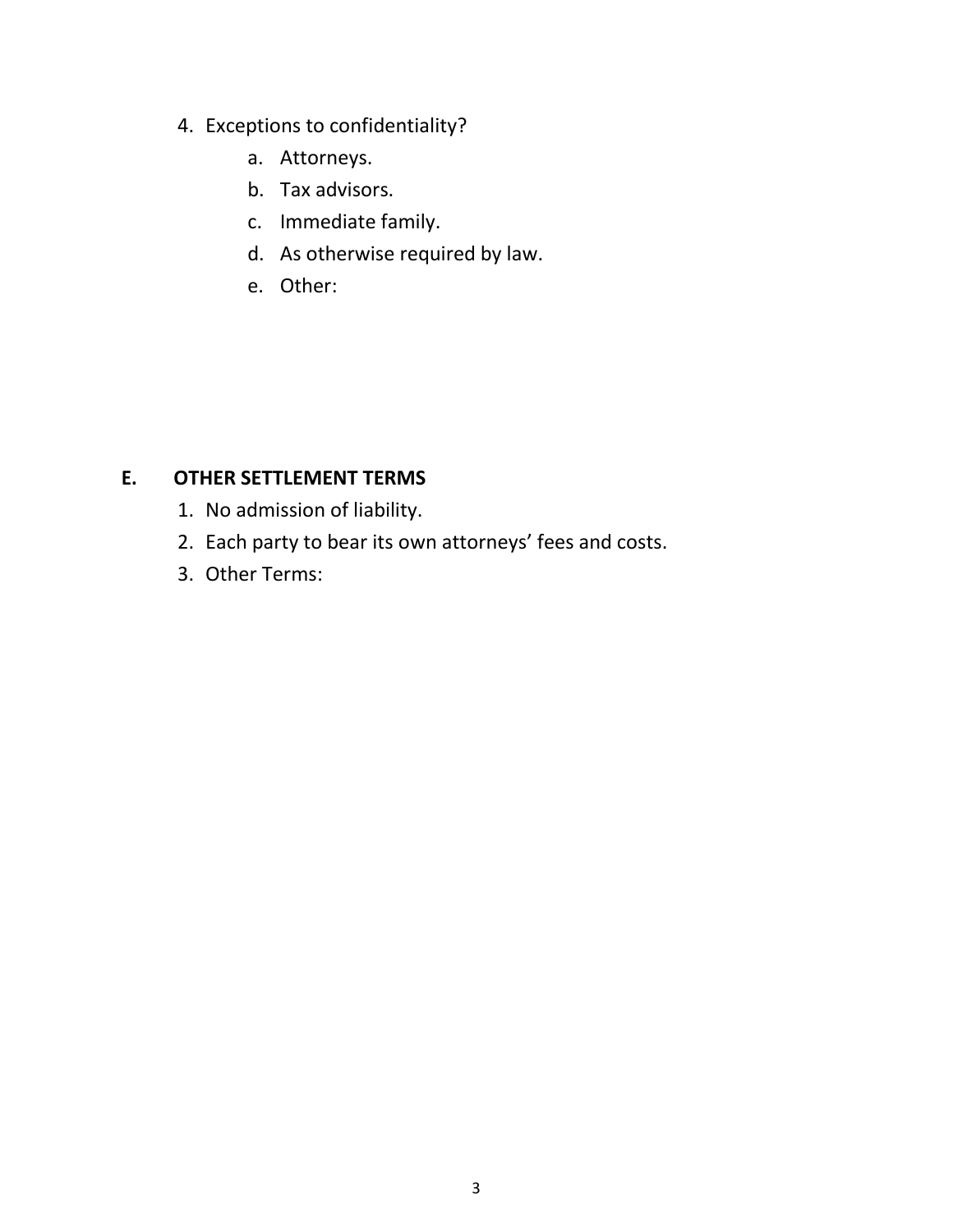4. Exceptions to confidentiality?
    a. Attorneys.
    b. Tax advisors.
    c. Immediate family.
    d. As otherwise required by law.
    e. Other:

## E. OTHER SETTLEMENT TERMS

1. No admission of liability.
2. Each party to bear its own attorneys' fees and costs.
3. Other Terms: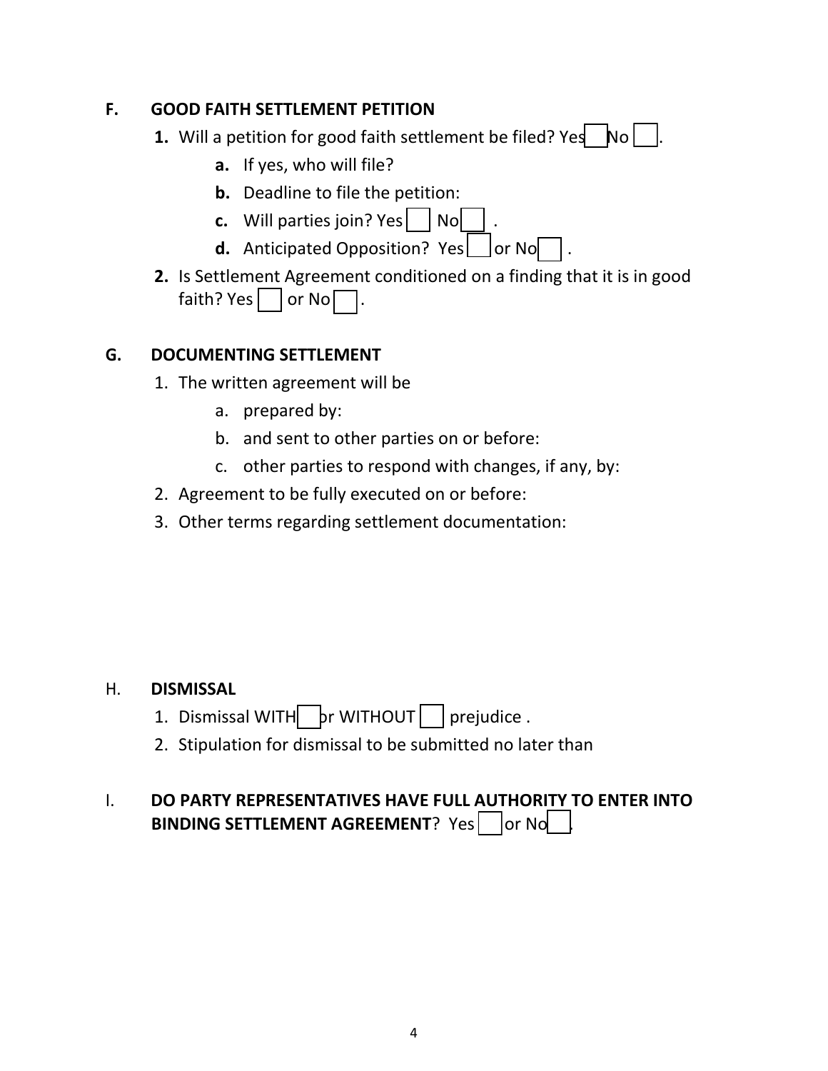## F. GOOD FAITH SETTLEMENT PETITION

1. Will a petition for good faith settlement be filed? Yes ☐ No ☐.
   - **a.** If yes, who will file?
   - **b.** Deadline to file the petition:
   - **c.** Will parties join? Yes ☐ No ☐ .
   - **d.** Anticipated Opposition? Yes ☐ or No ☐ .
2. Is Settlement Agreement conditioned on a finding that it is in good faith? Yes ☐ or No ☐ .

## G. DOCUMENTING SETTLEMENT

1. The written agreement will be
   - a. prepared by:
   - b. and sent to other parties on or before:
   - c. other parties to respond with changes, if any, by:
2. Agreement to be fully executed on or before:
3. Other terms regarding settlement documentation:

## H. DISMISSAL

1. Dismissal WITH ☐ or WITHOUT ☐ prejudice .
2. Stipulation for dismissal to be submitted no later than

## I. DO PARTY REPRESENTATIVES HAVE FULL AUTHORITY TO ENTER INTO BINDING SETTLEMENT AGREEMENT? Yes ☐ or No ☐.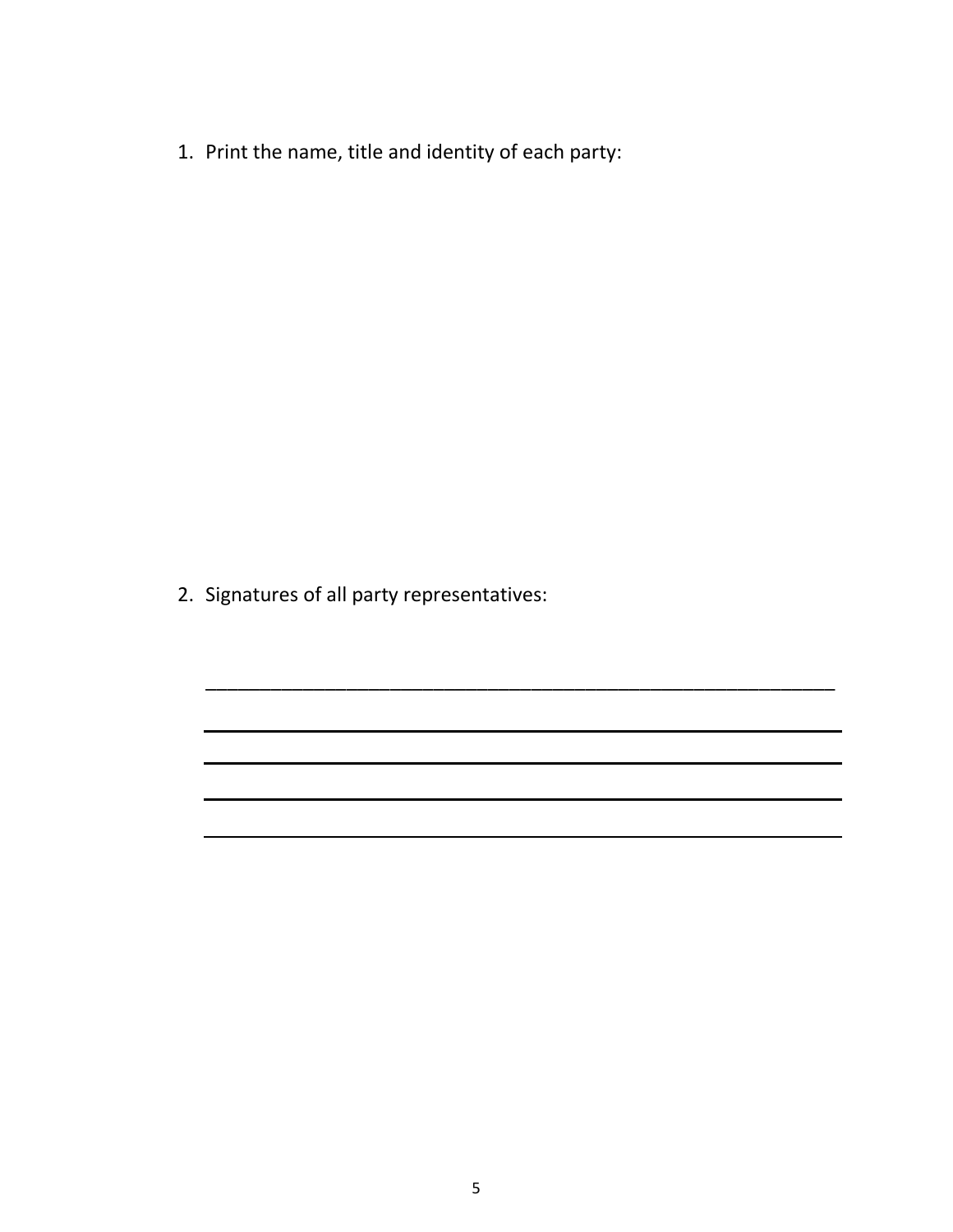1. Print the name, title and identity of each party:

2. Signatures of all party representatives:

_______________________________________________________________

_______________________________________________________________

_______________________________________________________________

_______________________________________________________________

_______________________________________________________________